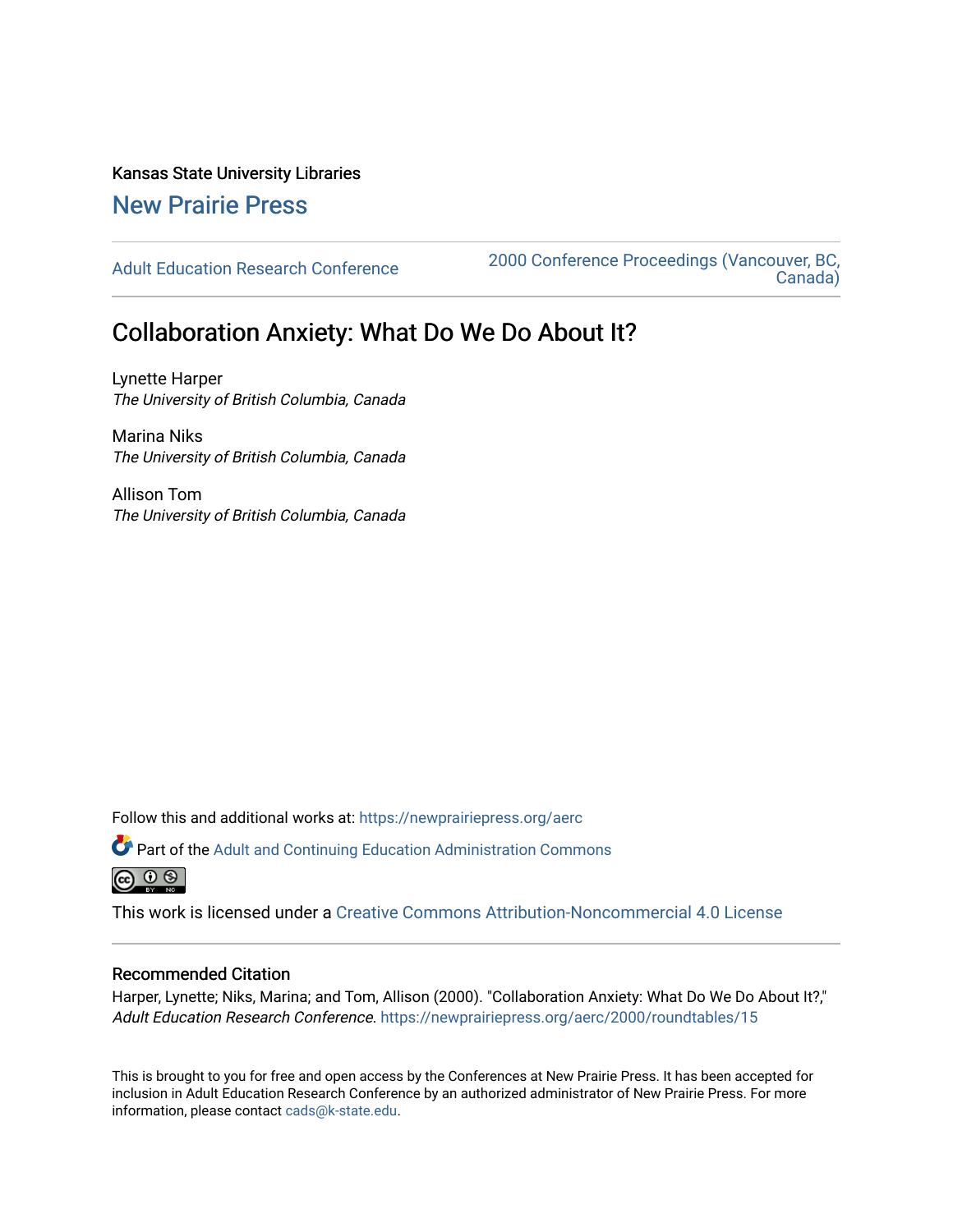Kansas State University Libraries

New Prairie Press

Adult Education Research Conference

2000 Conference Proceedings (Vancouver, BC, Canada)

# Collaboration Anxiety: What Do We Do About It?

Lynette Harper
*The University of British Columbia, Canada*

Marina Niks
*The University of British Columbia, Canada*

Allison Tom
*The University of British Columbia, Canada*

Follow this and additional works at: https://newprairiepress.org/aerc

Part of the Adult and Continuing Education Administration Commons

This work is licensed under a Creative Commons Attribution-Noncommercial 4.0 License

## Recommended Citation

Harper, Lynette; Niks, Marina; and Tom, Allison (2000). "Collaboration Anxiety: What Do We Do About It?," *Adult Education Research Conference*. https://newprairiepress.org/aerc/2000/roundtables/15

This is brought to you for free and open access by the Conferences at New Prairie Press. It has been accepted for inclusion in Adult Education Research Conference by an authorized administrator of New Prairie Press. For more information, please contact cads@k-state.edu.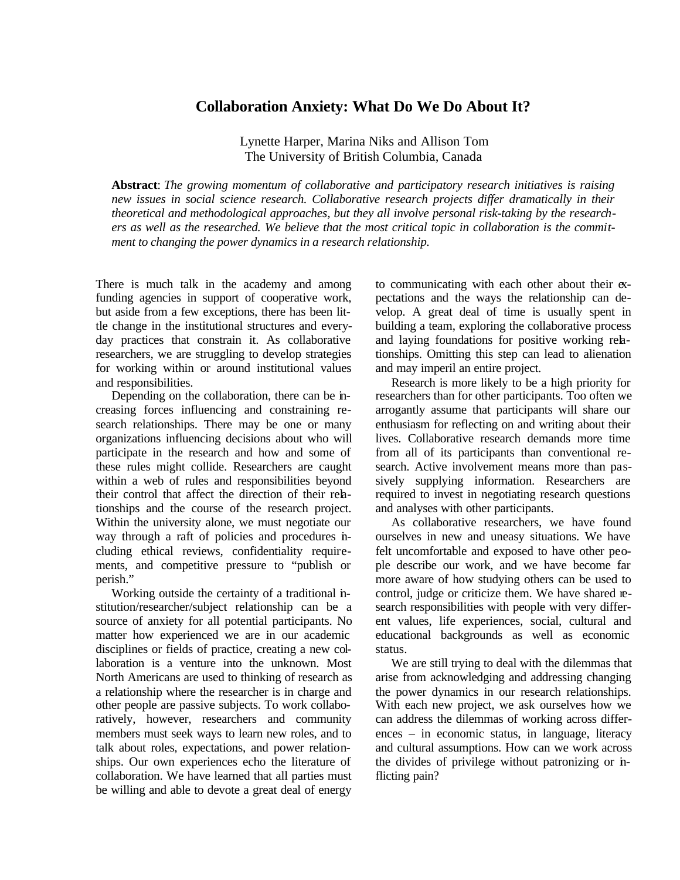# Collaboration Anxiety: What Do We Do About It?

Lynette Harper, Marina Niks and Allison Tom
The University of British Columbia, Canada

**Abstract**: *The growing momentum of collaborative and participatory research initiatives is raising new issues in social science research. Collaborative research projects differ dramatically in their theoretical and methodological approaches, but they all involve personal risk-taking by the researchers as well as the researched. We believe that the most critical topic in collaboration is the commitment to changing the power dynamics in a research relationship.*

There is much talk in the academy and among funding agencies in support of cooperative work, but aside from a few exceptions, there has been little change in the institutional structures and everyday practices that constrain it. As collaborative researchers, we are struggling to develop strategies for working within or around institutional values and responsibilities.

Depending on the collaboration, there can be increasing forces influencing and constraining research relationships. There may be one or many organizations influencing decisions about who will participate in the research and how and some of these rules might collide. Researchers are caught within a web of rules and responsibilities beyond their control that affect the direction of their relationships and the course of the research project. Within the university alone, we must negotiate our way through a raft of policies and procedures including ethical reviews, confidentiality requirements, and competitive pressure to "publish or perish."

Working outside the certainty of a traditional institution/researcher/subject relationship can be a source of anxiety for all potential participants. No matter how experienced we are in our academic disciplines or fields of practice, creating a new collaboration is a venture into the unknown. Most North Americans are used to thinking of research as a relationship where the researcher is in charge and other people are passive subjects. To work collaboratively, however, researchers and community members must seek ways to learn new roles, and to talk about roles, expectations, and power relationships. Our own experiences echo the literature of collaboration. We have learned that all parties must be willing and able to devote a great deal of energy to communicating with each other about their expectations and the ways the relationship can develop. A great deal of time is usually spent in building a team, exploring the collaborative process and laying foundations for positive working relationships. Omitting this step can lead to alienation and may imperil an entire project.

Research is more likely to be a high priority for researchers than for other participants. Too often we arrogantly assume that participants will share our enthusiasm for reflecting on and writing about their lives. Collaborative research demands more time from all of its participants than conventional research. Active involvement means more than passively supplying information. Researchers are required to invest in negotiating research questions and analyses with other participants.

As collaborative researchers, we have found ourselves in new and uneasy situations. We have felt uncomfortable and exposed to have other people describe our work, and we have become far more aware of how studying others can be used to control, judge or criticize them. We have shared research responsibilities with people with very different values, life experiences, social, cultural and educational backgrounds as well as economic status.

We are still trying to deal with the dilemmas that arise from acknowledging and addressing changing the power dynamics in our research relationships. With each new project, we ask ourselves how we can address the dilemmas of working across differences – in economic status, in language, literacy and cultural assumptions. How can we work across the divides of privilege without patronizing or inflicting pain?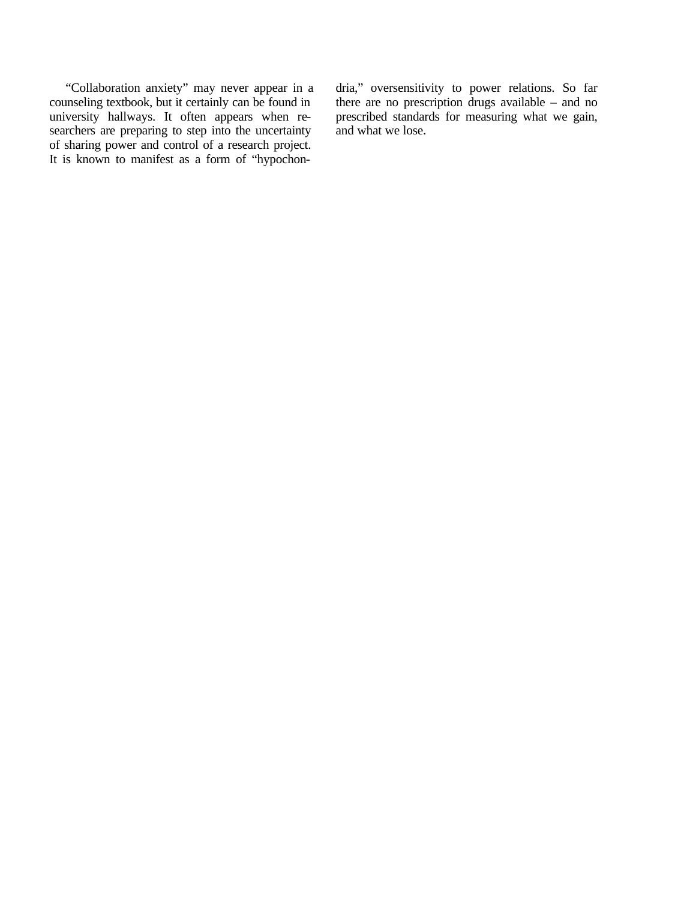"Collaboration anxiety" may never appear in a counseling textbook, but it certainly can be found in university hallways. It often appears when researchers are preparing to step into the uncertainty of sharing power and control of a research project. It is known to manifest as a form of "hypochondria," oversensitivity to power relations. So far there are no prescription drugs available – and no prescribed standards for measuring what we gain, and what we lose.